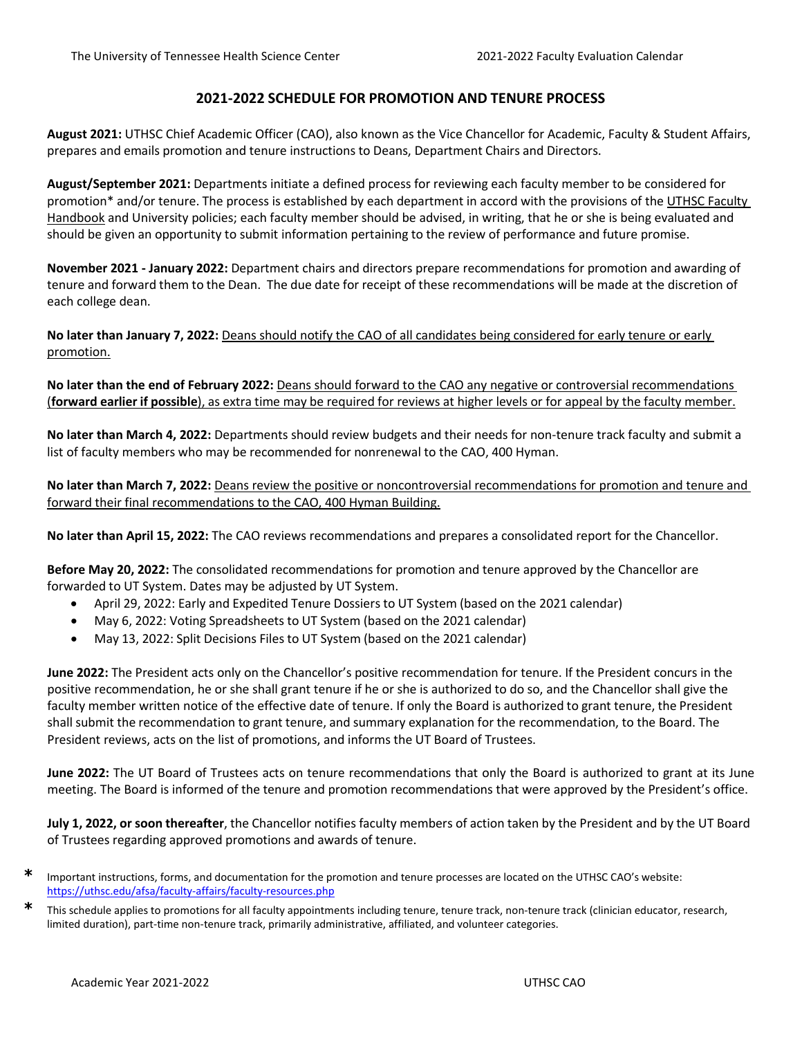# 2021-2022 SCHEDULE FOR PROMOTION AND TENURE PROCESS

**August 2021:** UTHSC Chief Academic Officer (CAO), also known as the Vice Chancellor for Academic, Faculty & Student Affairs, prepares and emails promotion and tenure instructions to Deans, Department Chairs and Directors.

**August/September 2021:** Departments initiate a defined process for reviewing each faculty member to be considered for promotion* and/or tenure. The process is established by each department in accord with the provisions of the UTHSC Faculty Handbook and University policies; each faculty member should be advised, in writing, that he or she is being evaluated and should be given an opportunity to submit information pertaining to the review of performance and future promise.

**November 2021 - January 2022:** Department chairs and directors prepare recommendations for promotion and awarding of tenure and forward them to the Dean. The due date for receipt of these recommendations will be made at the discretion of each college dean.

**No later than January 7, 2022:** Deans should notify the CAO of all candidates being considered for early tenure or early promotion.

**No later than the end of February 2022:** Deans should forward to the CAO any negative or controversial recommendations (**forward earlier if possible**), as extra time may be required for reviews at higher levels or for appeal by the faculty member.

**No later than March 4, 2022:** Departments should review budgets and their needs for non-tenure track faculty and submit a list of faculty members who may be recommended for nonrenewal to the CAO, 400 Hyman.

**No later than March 7, 2022:** Deans review the positive or noncontroversial recommendations for promotion and tenure and forward their final recommendations to the CAO, 400 Hyman Building.

**No later than April 15, 2022:** The CAO reviews recommendations and prepares a consolidated report for the Chancellor.

**Before May 20, 2022:** The consolidated recommendations for promotion and tenure approved by the Chancellor are forwarded to UT System. Dates may be adjusted by UT System.

- April 29, 2022: Early and Expedited Tenure Dossiers to UT System (based on the 2021 calendar)
- May 6, 2022: Voting Spreadsheets to UT System (based on the 2021 calendar)
- May 13, 2022: Split Decisions Files to UT System (based on the 2021 calendar)

**June 2022:** The President acts only on the Chancellor's positive recommendation for tenure. If the President concurs in the positive recommendation, he or she shall grant tenure if he or she is authorized to do so, and the Chancellor shall give the faculty member written notice of the effective date of tenure. If only the Board is authorized to grant tenure, the President shall submit the recommendation to grant tenure, and summary explanation for the recommendation, to the Board. The President reviews, acts on the list of promotions, and informs the UT Board of Trustees.

**June 2022:** The UT Board of Trustees acts on tenure recommendations that only the Board is authorized to grant at its June meeting. The Board is informed of the tenure and promotion recommendations that were approved by the President's office.

**July 1, 2022, or soon thereafter**, the Chancellor notifies faculty members of action taken by the President and by the UT Board of Trustees regarding approved promotions and awards of tenure.

\* Important instructions, forms, and documentation for the promotion and tenure processes are located on the UTHSC CAO's website: https://uthsc.edu/afsa/faculty-affairs/faculty-resources.php

\* This schedule applies to promotions for all faculty appointments including tenure, tenure track, non-tenure track (clinician educator, research, limited duration), part-time non-tenure track, primarily administrative, affiliated, and volunteer categories.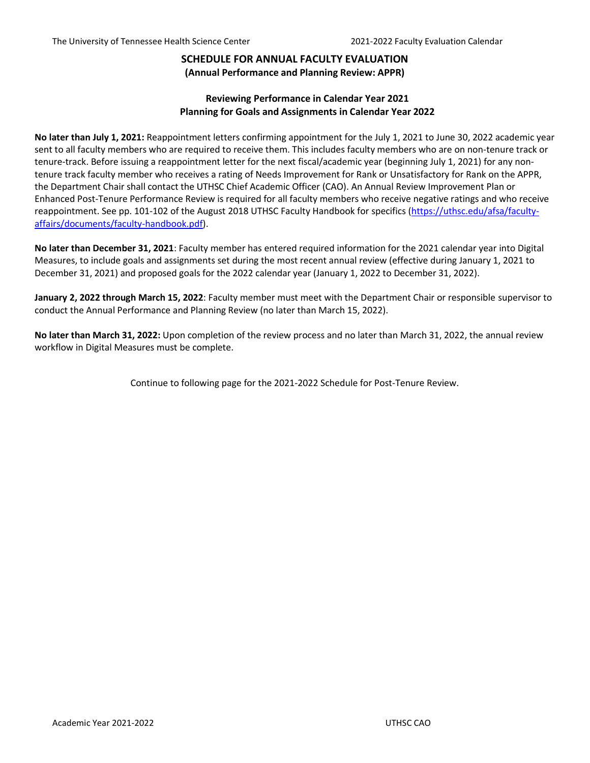## SCHEDULE FOR ANNUAL FACULTY EVALUATION
### (Annual Performance and Planning Review: APPR)

### Reviewing Performance in Calendar Year 2021
### Planning for Goals and Assignments in Calendar Year 2022

**No later than July 1, 2021:** Reappointment letters confirming appointment for the July 1, 2021 to June 30, 2022 academic year sent to all faculty members who are required to receive them. This includes faculty members who are on non-tenure track or tenure-track. Before issuing a reappointment letter for the next fiscal/academic year (beginning July 1, 2021) for any non-tenure track faculty member who receives a rating of Needs Improvement for Rank or Unsatisfactory for Rank on the APPR, the Department Chair shall contact the UTHSC Chief Academic Officer (CAO). An Annual Review Improvement Plan or Enhanced Post-Tenure Performance Review is required for all faculty members who receive negative ratings and who receive reappointment. See pp. 101-102 of the August 2018 UTHSC Faculty Handbook for specifics (https://uthsc.edu/afsa/faculty-affairs/documents/faculty-handbook.pdf).

**No later than December 31, 2021**: Faculty member has entered required information for the 2021 calendar year into Digital Measures, to include goals and assignments set during the most recent annual review (effective during January 1, 2021 to December 31, 2021) and proposed goals for the 2022 calendar year (January 1, 2022 to December 31, 2022).

**January 2, 2022 through March 15, 2022**: Faculty member must meet with the Department Chair or responsible supervisor to conduct the Annual Performance and Planning Review (no later than March 15, 2022).

**No later than March 31, 2022:** Upon completion of the review process and no later than March 31, 2022, the annual review workflow in Digital Measures must be complete.

Continue to following page for the 2021-2022 Schedule for Post-Tenure Review.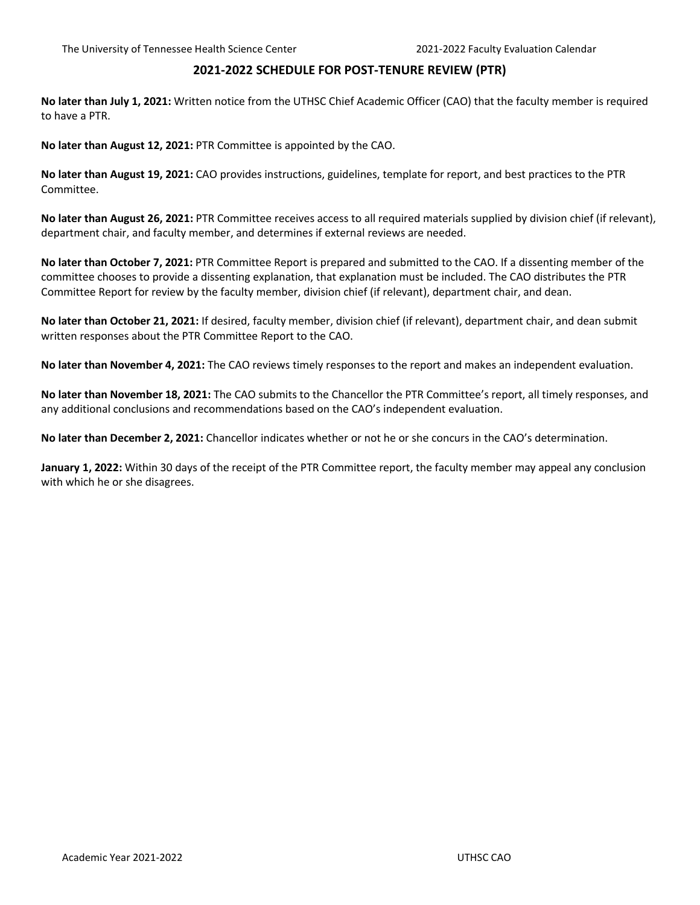## 2021-2022 SCHEDULE FOR POST-TENURE REVIEW (PTR)

**No later than July 1, 2021:** Written notice from the UTHSC Chief Academic Officer (CAO) that the faculty member is required to have a PTR.

**No later than August 12, 2021:** PTR Committee is appointed by the CAO.

**No later than August 19, 2021:** CAO provides instructions, guidelines, template for report, and best practices to the PTR Committee.

**No later than August 26, 2021:** PTR Committee receives access to all required materials supplied by division chief (if relevant), department chair, and faculty member, and determines if external reviews are needed.

**No later than October 7, 2021:** PTR Committee Report is prepared and submitted to the CAO. If a dissenting member of the committee chooses to provide a dissenting explanation, that explanation must be included. The CAO distributes the PTR Committee Report for review by the faculty member, division chief (if relevant), department chair, and dean.

**No later than October 21, 2021:** If desired, faculty member, division chief (if relevant), department chair, and dean submit written responses about the PTR Committee Report to the CAO.

**No later than November 4, 2021:** The CAO reviews timely responses to the report and makes an independent evaluation.

**No later than November 18, 2021:** The CAO submits to the Chancellor the PTR Committee's report, all timely responses, and any additional conclusions and recommendations based on the CAO's independent evaluation.

**No later than December 2, 2021:** Chancellor indicates whether or not he or she concurs in the CAO's determination.

**January 1, 2022:** Within 30 days of the receipt of the PTR Committee report, the faculty member may appeal any conclusion with which he or she disagrees.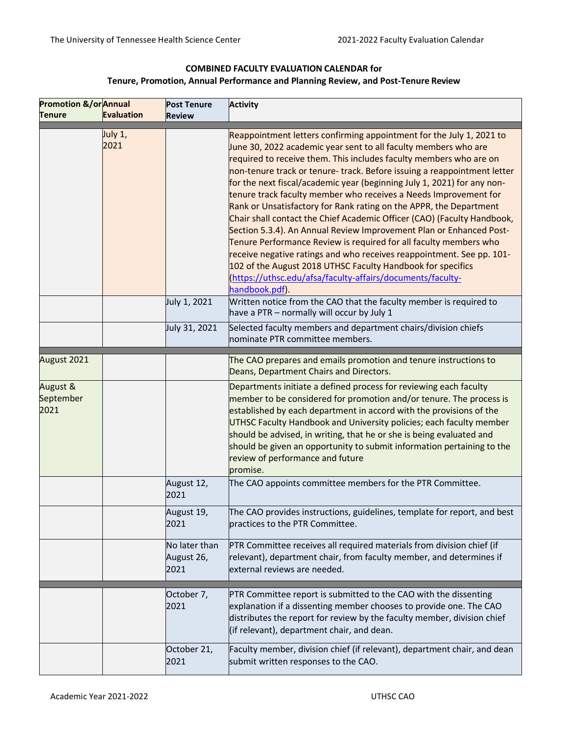**COMBINED FACULTY EVALUATION CALENDAR for**
**Tenure, Promotion, Annual Performance and Planning Review, and Post-Tenure Review**

| Promotion &/or Tenure | Annual Evaluation | Post Tenure Review | Activity |
|---|---|---|---|
| | | | |
| | July 1, 2021 | | Reappointment letters confirming appointment for the July 1, 2021 to June 30, 2022 academic year sent to all faculty members who are required to receive them. This includes faculty members who are on non-tenure track or tenure- track. Before issuing a reappointment letter for the next fiscal/academic year (beginning July 1, 2021) for any non-tenure track faculty member who receives a Needs Improvement for Rank or Unsatisfactory for Rank rating on the APPR, the Department Chair shall contact the Chief Academic Officer (CAO) (Faculty Handbook, Section 5.3.4). An Annual Review Improvement Plan or Enhanced Post-Tenure Performance Review is required for all faculty members who receive negative ratings and who receives reappointment. See pp. 101-102 of the August 2018 UTHSC Faculty Handbook for specifics (https://uthsc.edu/afsa/faculty-affairs/documents/faculty-handbook.pdf). |
| | | July 1, 2021 | Written notice from the CAO that the faculty member is required to have a PTR – normally will occur by July 1 |
| | | July 31, 2021 | Selected faculty members and department chairs/division chiefs nominate PTR committee members. |
| | | | |
| August 2021 | | | The CAO prepares and emails promotion and tenure instructions to Deans, Department Chairs and Directors. |
| August & September 2021 | | | Departments initiate a defined process for reviewing each faculty member to be considered for promotion and/or tenure. The process is established by each department in accord with the provisions of the UTHSC Faculty Handbook and University policies; each faculty member should be advised, in writing, that he or she is being evaluated and should be given an opportunity to submit information pertaining to the review of performance and future promise. |
| | | August 12, 2021 | The CAO appoints committee members for the PTR Committee. |
| | | August 19, 2021 | The CAO provides instructions, guidelines, template for report, and best practices to the PTR Committee. |
| | | No later than August 26, 2021 | PTR Committee receives all required materials from division chief (if relevant), department chair, from faculty member, and determines if external reviews are needed. |
| | | | |
| | | October 7, 2021 | PTR Committee report is submitted to the CAO with the dissenting explanation if a dissenting member chooses to provide one. The CAO distributes the report for review by the faculty member, division chief (if relevant), department chair, and dean. |
| | | October 21, 2021 | Faculty member, division chief (if relevant), department chair, and dean submit written responses to the CAO. |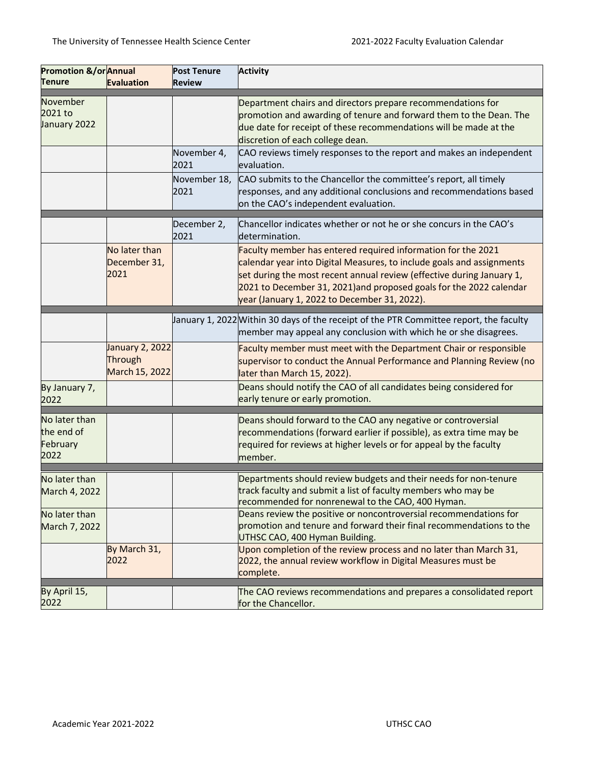| Promotion &/or Tenure | Annual Evaluation | Post Tenure Review | Activity |
|---|---|---|---|
| November 2021 to January 2022 | | | Department chairs and directors prepare recommendations for promotion and awarding of tenure and forward them to the Dean. The due date for receipt of these recommendations will be made at the discretion of each college dean. |
| | | November 4, 2021 | CAO reviews timely responses to the report and makes an independent evaluation. |
| | | November 18, 2021 | CAO submits to the Chancellor the committee's report, all timely responses, and any additional conclusions and recommendations based on the CAO's independent evaluation. |
| | | December 2, 2021 | Chancellor indicates whether or not he or she concurs in the CAO's determination. |
| | No later than December 31, 2021 | | Faculty member has entered required information for the 2021 calendar year into Digital Measures, to include goals and assignments set during the most recent annual review (effective during January 1, 2021 to December 31, 2021)and proposed goals for the 2022 calendar year (January 1, 2022 to December 31, 2022). |
| | | January 1, 2022 | Within 30 days of the receipt of the PTR Committee report, the faculty member may appeal any conclusion with which he or she disagrees. |
| | January 2, 2022 Through March 15, 2022 | | Faculty member must meet with the Department Chair or responsible supervisor to conduct the Annual Performance and Planning Review (no later than March 15, 2022). |
| By January 7, 2022 | | | Deans should notify the CAO of all candidates being considered for early tenure or early promotion. |
| No later than the end of February 2022 | | | Deans should forward to the CAO any negative or controversial recommendations (forward earlier if possible), as extra time may be required for reviews at higher levels or for appeal by the faculty member. |
| No later than March 4, 2022 | | | Departments should review budgets and their needs for non-tenure track faculty and submit a list of faculty members who may be recommended for nonrenewal to the CAO, 400 Hyman. |
| No later than March 7, 2022 | | | Deans review the positive or noncontroversial recommendations for promotion and tenure and forward their final recommendations to the UTHSC CAO, 400 Hyman Building. |
| | By March 31, 2022 | | Upon completion of the review process and no later than March 31, 2022, the annual review workflow in Digital Measures must be complete. |
| By April 15, 2022 | | | The CAO reviews recommendations and prepares a consolidated report for the Chancellor. |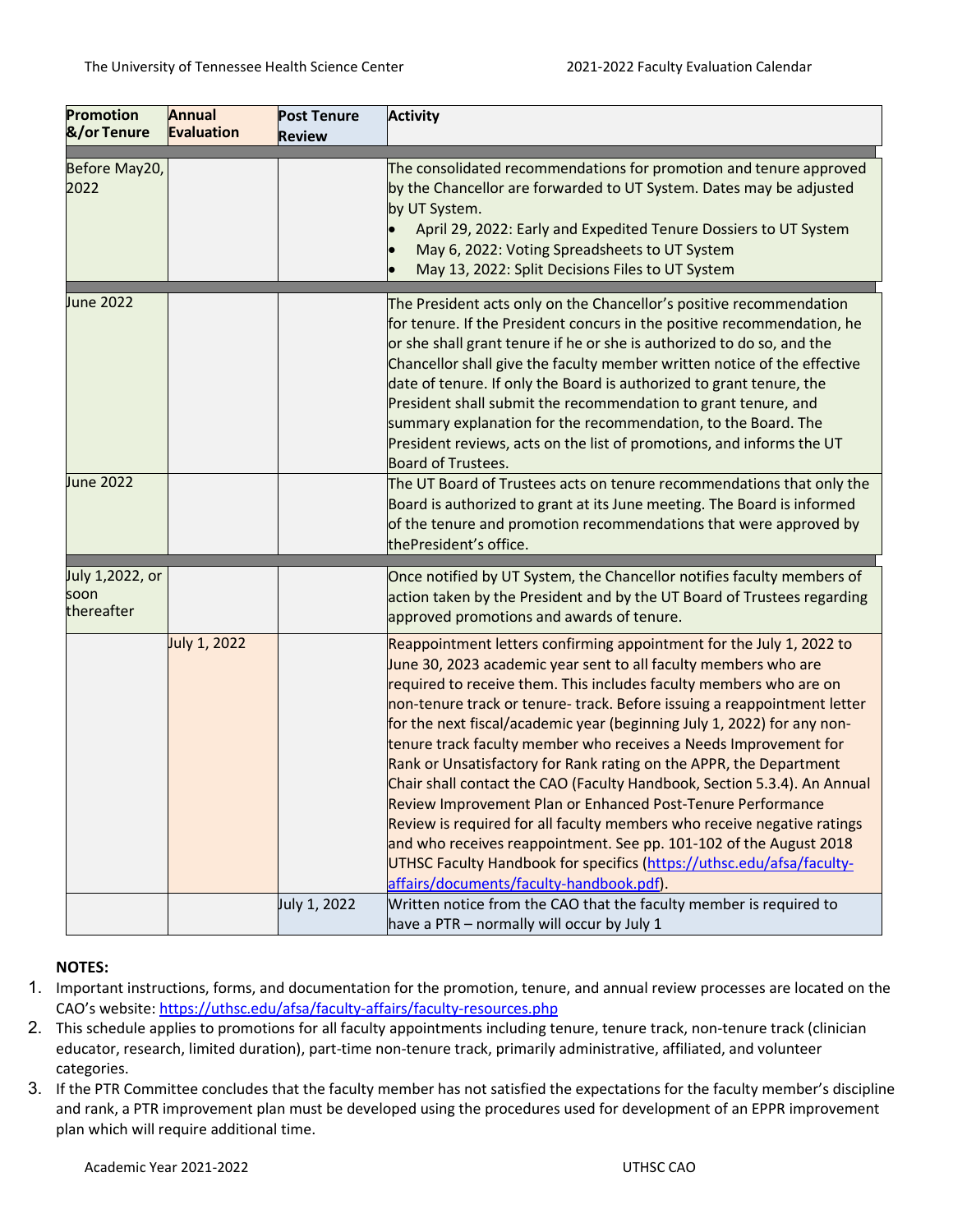| Promotion &/or Tenure | Annual Evaluation | Post Tenure Review | Activity |
|---|---|---|---|
| Before May20, 2022 | | | The consolidated recommendations for promotion and tenure approved by the Chancellor are forwarded to UT System. Dates may be adjusted by UT System.<br>• April 29, 2022: Early and Expedited Tenure Dossiers to UT System<br>• May 6, 2022: Voting Spreadsheets to UT System<br>• May 13, 2022: Split Decisions Files to UT System |
| June 2022 | | | The President acts only on the Chancellor's positive recommendation for tenure. If the President concurs in the positive recommendation, he or she shall grant tenure if he or she is authorized to do so, and the Chancellor shall give the faculty member written notice of the effective date of tenure. If only the Board is authorized to grant tenure, the President shall submit the recommendation to grant tenure, and summary explanation for the recommendation, to the Board. The President reviews, acts on the list of promotions, and informs the UT Board of Trustees. |
| June 2022 | | | The UT Board of Trustees acts on tenure recommendations that only the Board is authorized to grant at its June meeting. The Board is informed of the tenure and promotion recommendations that were approved by thePresident's office. |
| July 1,2022, or soon thereafter | | | Once notified by UT System, the Chancellor notifies faculty members of action taken by the President and by the UT Board of Trustees regarding approved promotions and awards of tenure. |
| | July 1, 2022 | | Reappointment letters confirming appointment for the July 1, 2022 to June 30, 2023 academic year sent to all faculty members who are required to receive them. This includes faculty members who are on non-tenure track or tenure- track. Before issuing a reappointment letter for the next fiscal/academic year (beginning July 1, 2022) for any non-tenure track faculty member who receives a Needs Improvement for Rank or Unsatisfactory for Rank rating on the APPR, the Department Chair shall contact the CAO (Faculty Handbook, Section 5.3.4). An Annual Review Improvement Plan or Enhanced Post-Tenure Performance Review is required for all faculty members who receive negative ratings and who receives reappointment. See pp. 101-102 of the August 2018 UTHSC Faculty Handbook for specifics (https://uthsc.edu/afsa/faculty-affairs/documents/faculty-handbook.pdf). |
| | | July 1, 2022 | Written notice from the CAO that the faculty member is required to have a PTR – normally will occur by July 1 |

**NOTES:**

1. Important instructions, forms, and documentation for the promotion, tenure, and annual review processes are located on the CAO's website: https://uthsc.edu/afsa/faculty-affairs/faculty-resources.php
2. This schedule applies to promotions for all faculty appointments including tenure, tenure track, non-tenure track (clinician educator, research, limited duration), part-time non-tenure track, primarily administrative, affiliated, and volunteer categories.
3. If the PTR Committee concludes that the faculty member has not satisfied the expectations for the faculty member's discipline and rank, a PTR improvement plan must be developed using the procedures used for development of an EPPR improvement plan which will require additional time.